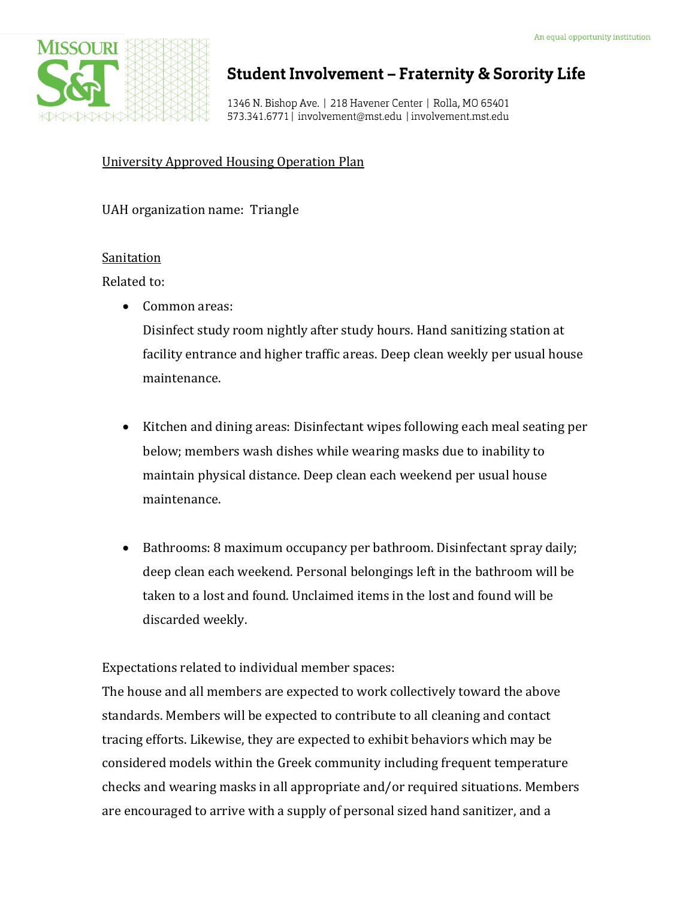An equal opportunity institution

# Student Involvement – Fraternity & Sorority Life

1346 N. Bishop Ave. | 218 Havener Center | Rolla, MO 65401
573.341.6771 | involvement@mst.edu | involvement.mst.edu

University Approved Housing Operation Plan

UAH organization name: Triangle

Sanitation

Related to:

- Common areas:
  Disinfect study room nightly after study hours. Hand sanitizing station at facility entrance and higher traffic areas. Deep clean weekly per usual house maintenance.

- Kitchen and dining areas: Disinfectant wipes following each meal seating per below; members wash dishes while wearing masks due to inability to maintain physical distance. Deep clean each weekend per usual house maintenance.

- Bathrooms: 8 maximum occupancy per bathroom. Disinfectant spray daily; deep clean each weekend. Personal belongings left in the bathroom will be taken to a lost and found. Unclaimed items in the lost and found will be discarded weekly.

Expectations related to individual member spaces:

The house and all members are expected to work collectively toward the above standards. Members will be expected to contribute to all cleaning and contact tracing efforts. Likewise, they are expected to exhibit behaviors which may be considered models within the Greek community including frequent temperature checks and wearing masks in all appropriate and/or required situations. Members are encouraged to arrive with a supply of personal sized hand sanitizer, and a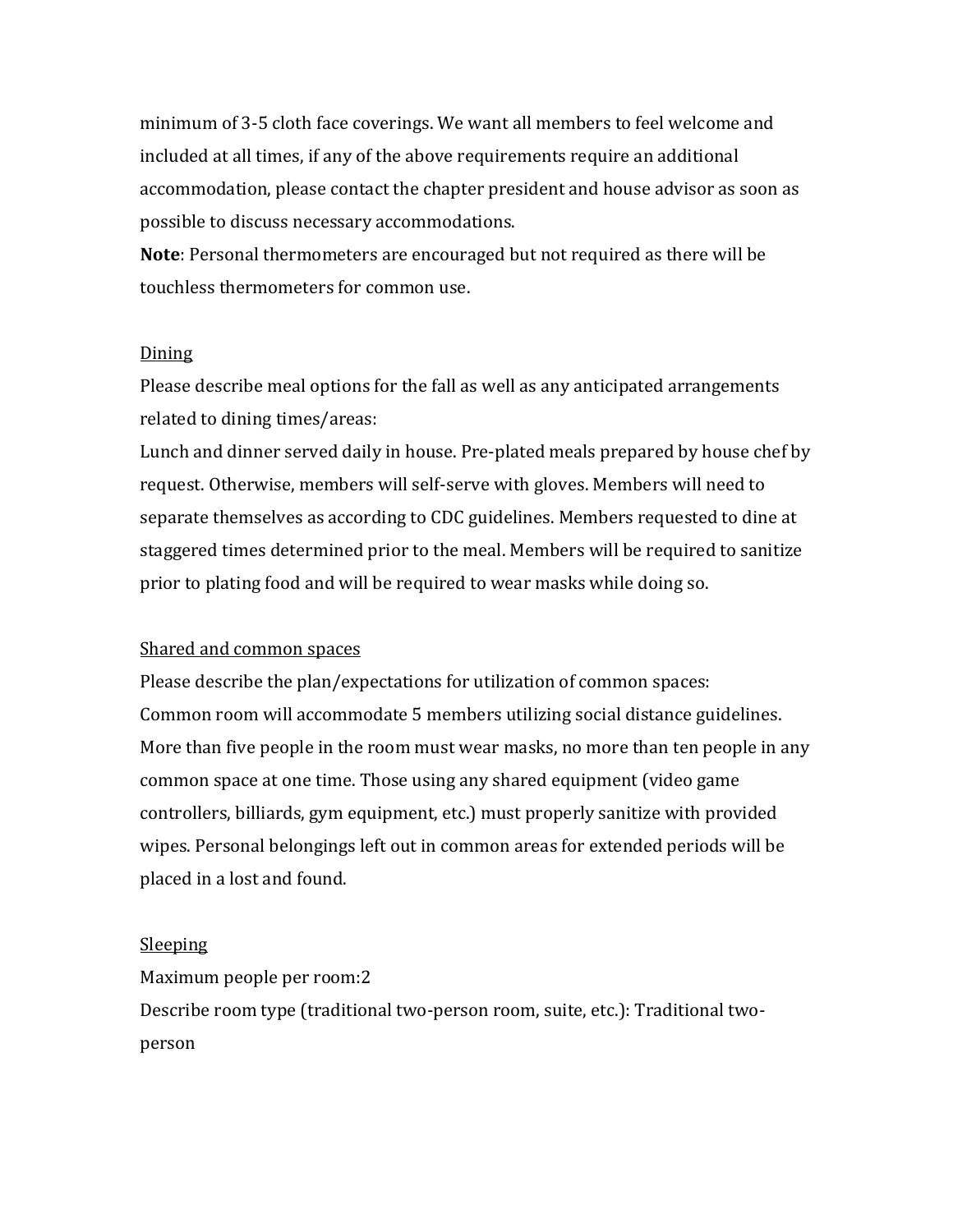minimum of 3-5 cloth face coverings. We want all members to feel welcome and included at all times, if any of the above requirements require an additional accommodation, please contact the chapter president and house advisor as soon as possible to discuss necessary accommodations.

**Note**: Personal thermometers are encouraged but not required as there will be touchless thermometers for common use.

<u>Dining</u>

Please describe meal options for the fall as well as any anticipated arrangements related to dining times/areas:

Lunch and dinner served daily in house. Pre-plated meals prepared by house chef by request. Otherwise, members will self-serve with gloves. Members will need to separate themselves as according to CDC guidelines. Members requested to dine at staggered times determined prior to the meal. Members will be required to sanitize prior to plating food and will be required to wear masks while doing so.

<u>Shared and common spaces</u>

Please describe the plan/expectations for utilization of common spaces:

Common room will accommodate 5 members utilizing social distance guidelines. More than five people in the room must wear masks, no more than ten people in any common space at one time. Those using any shared equipment (video game controllers, billiards, gym equipment, etc.) must properly sanitize with provided wipes. Personal belongings left out in common areas for extended periods will be placed in a lost and found.

<u>Sleeping</u>

Maximum people per room:2

Describe room type (traditional two-person room, suite, etc.): Traditional two-person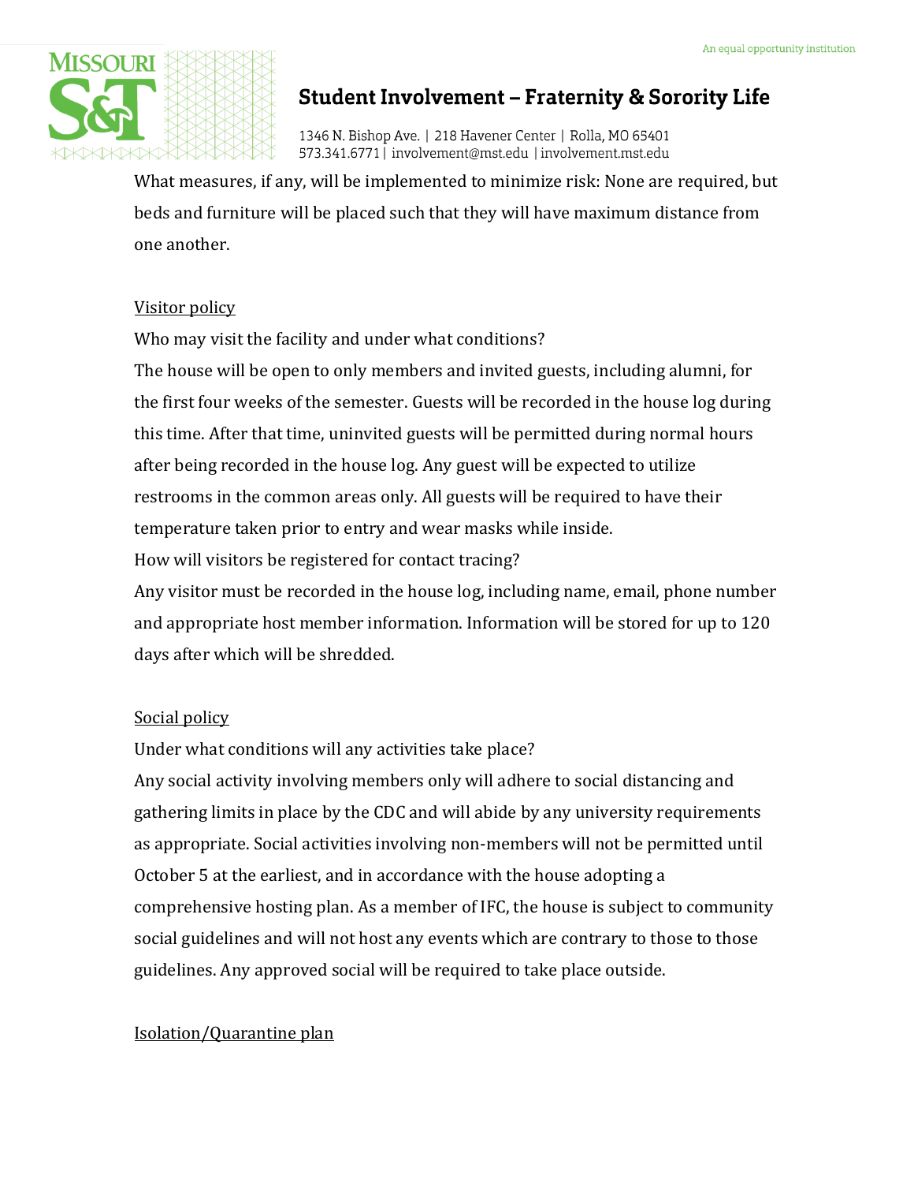What measures, if any, will be implemented to minimize risk: None are required, but beds and furniture will be placed such that they will have maximum distance from one another.

<u>Visitor policy</u>

Who may visit the facility and under what conditions?

The house will be open to only members and invited guests, including alumni, for the first four weeks of the semester. Guests will be recorded in the house log during this time. After that time, uninvited guests will be permitted during normal hours after being recorded in the house log. Any guest will be expected to utilize restrooms in the common areas only. All guests will be required to have their temperature taken prior to entry and wear masks while inside.

How will visitors be registered for contact tracing?

Any visitor must be recorded in the house log, including name, email, phone number and appropriate host member information. Information will be stored for up to 120 days after which will be shredded.

<u>Social policy</u>

Under what conditions will any activities take place?

Any social activity involving members only will adhere to social distancing and gathering limits in place by the CDC and will abide by any university requirements as appropriate. Social activities involving non-members will not be permitted until October 5 at the earliest, and in accordance with the house adopting a comprehensive hosting plan. As a member of IFC, the house is subject to community social guidelines and will not host any events which are contrary to those to those guidelines. Any approved social will be required to take place outside.

<u>Isolation/Quarantine plan</u>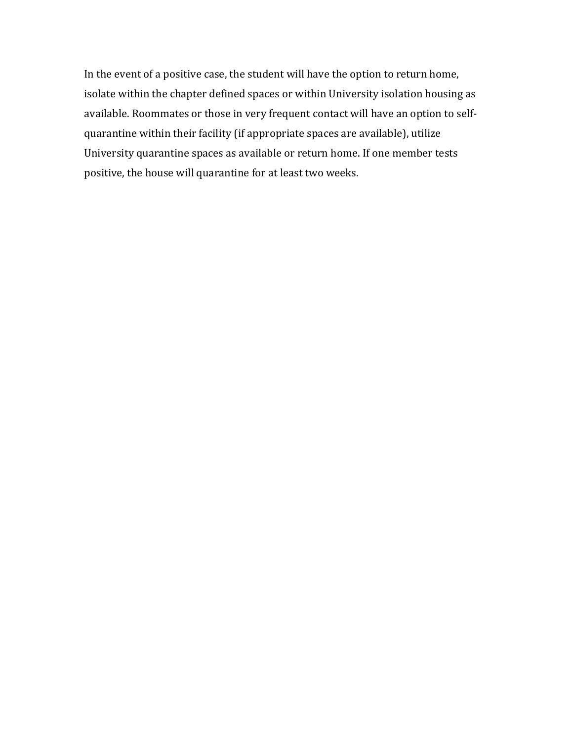In the event of a positive case, the student will have the option to return home, isolate within the chapter defined spaces or within University isolation housing as available. Roommates or those in very frequent contact will have an option to self-quarantine within their facility (if appropriate spaces are available), utilize University quarantine spaces as available or return home. If one member tests positive, the house will quarantine for at least two weeks.